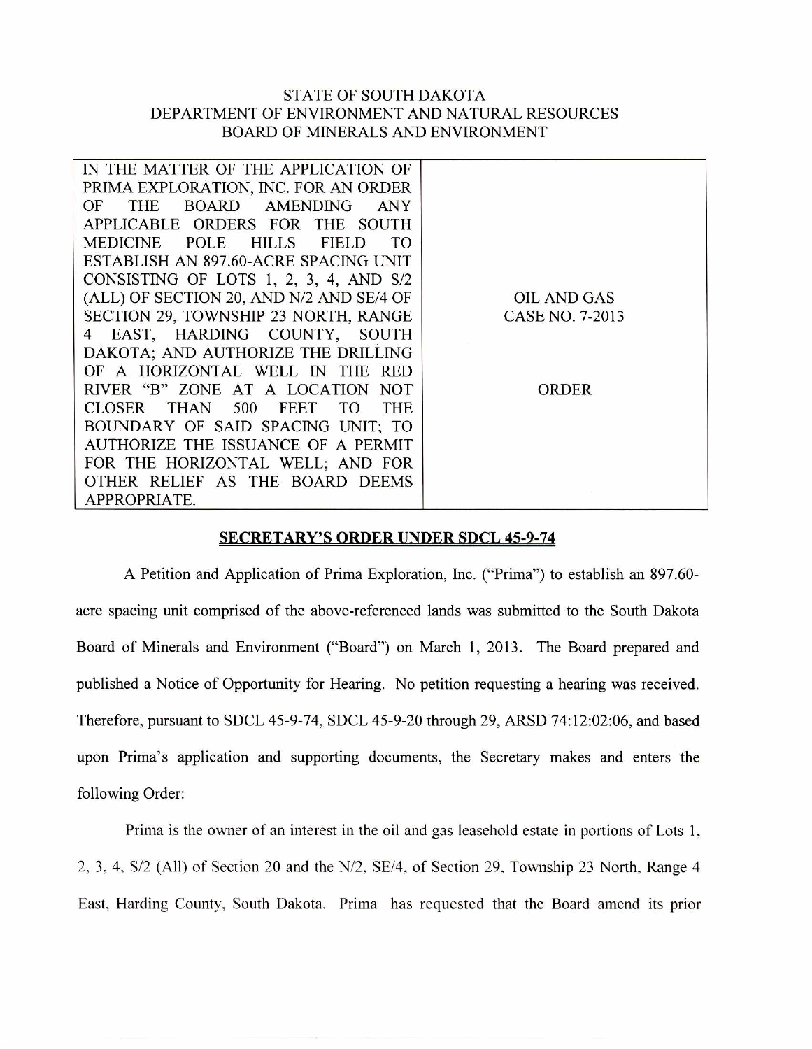STATE OF SOUTH DAKOTA
DEPARTMENT OF ENVIRONMENT AND NATURAL RESOURCES
BOARD OF MINERALS AND ENVIRONMENT

| IN THE MATTER OF THE APPLICATION OF PRIMA EXPLORATION, INC. FOR AN ORDER OF THE BOARD AMENDING ANY APPLICABLE ORDERS FOR THE SOUTH MEDICINE POLE HILLS FIELD TO ESTABLISH AN 897.60-ACRE SPACING UNIT CONSISTING OF LOTS 1, 2, 3, 4, AND S/2 (ALL) OF SECTION 20, AND N/2 AND SE/4 OF SECTION 29, TOWNSHIP 23 NORTH, RANGE 4 EAST, HARDING COUNTY, SOUTH DAKOTA; AND AUTHORIZE THE DRILLING OF A HORIZONTAL WELL IN THE RED RIVER "B" ZONE AT A LOCATION NOT CLOSER THAN 500 FEET TO THE BOUNDARY OF SAID SPACING UNIT; TO AUTHORIZE THE ISSUANCE OF A PERMIT FOR THE HORIZONTAL WELL; AND FOR OTHER RELIEF AS THE BOARD DEEMS APPROPRIATE. | OIL AND GAS CASE NO. 7-2013<br><br>ORDER |
|---|---|

## SECRETARY'S ORDER UNDER SDCL 45-9-74

A Petition and Application of Prima Exploration, Inc. ("Prima") to establish an 897.60-acre spacing unit comprised of the above-referenced lands was submitted to the South Dakota Board of Minerals and Environment ("Board") on March 1, 2013. The Board prepared and published a Notice of Opportunity for Hearing. No petition requesting a hearing was received. Therefore, pursuant to SDCL 45-9-74, SDCL 45-9-20 through 29, ARSD 74:12:02:06, and based upon Prima's application and supporting documents, the Secretary makes and enters the following Order:

Prima is the owner of an interest in the oil and gas leasehold estate in portions of Lots 1, 2, 3, 4, S/2 (All) of Section 20 and the N/2, SE/4, of Section 29, Township 23 North, Range 4 East, Harding County, South Dakota. Prima has requested that the Board amend its prior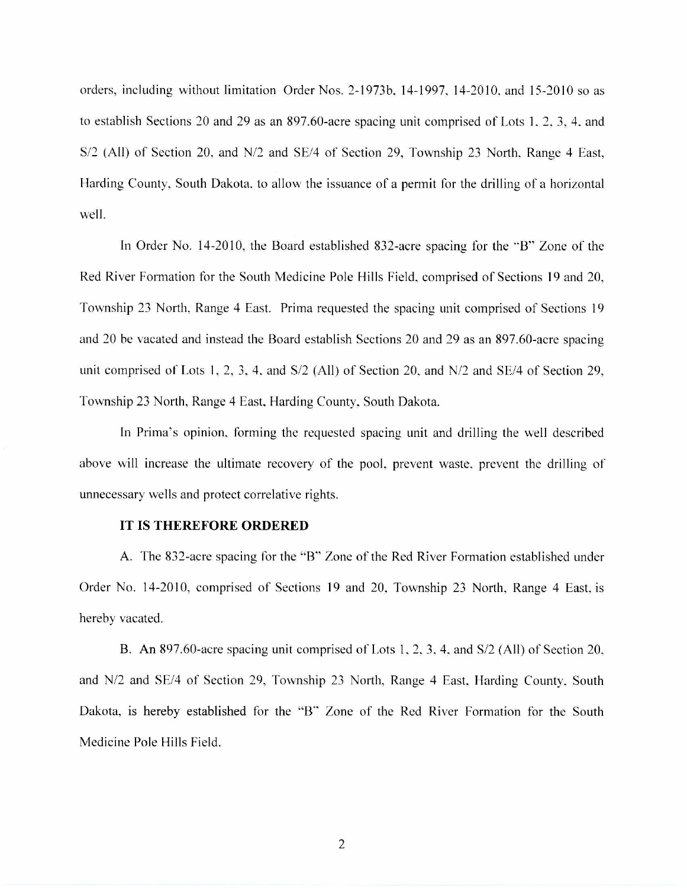orders, including without limitation Order Nos. 2-1973b, 14-1997, 14-2010, and 15-2010 so as to establish Sections 20 and 29 as an 897.60-acre spacing unit comprised of Lots 1, 2, 3, 4, and S/2 (All) of Section 20, and N/2 and SE/4 of Section 29, Township 23 North, Range 4 East, Harding County, South Dakota, to allow the issuance of a permit for the drilling of a horizontal well.

In Order No. 14-2010, the Board established 832-acre spacing for the "B" Zone of the Red River Formation for the South Medicine Pole Hills Field, comprised of Sections 19 and 20, Township 23 North, Range 4 East. Prima requested the spacing unit comprised of Sections 19 and 20 be vacated and instead the Board establish Sections 20 and 29 as an 897.60-acre spacing unit comprised of Lots 1, 2, 3, 4, and S/2 (All) of Section 20, and N/2 and SE/4 of Section 29, Township 23 North, Range 4 East, Harding County, South Dakota.

In Prima's opinion, forming the requested spacing unit and drilling the well described above will increase the ultimate recovery of the pool, prevent waste, prevent the drilling of unnecessary wells and protect correlative rights.

**IT IS THEREFORE ORDERED**

A. The 832-acre spacing for the "B" Zone of the Red River Formation established under Order No. 14-2010, comprised of Sections 19 and 20, Township 23 North, Range 4 East, is hereby vacated.

B. An 897.60-acre spacing unit comprised of Lots 1, 2, 3, 4, and S/2 (All) of Section 20, and N/2 and SE/4 of Section 29, Township 23 North, Range 4 East, Harding County, South Dakota, is hereby established for the "B" Zone of the Red River Formation for the South Medicine Pole Hills Field.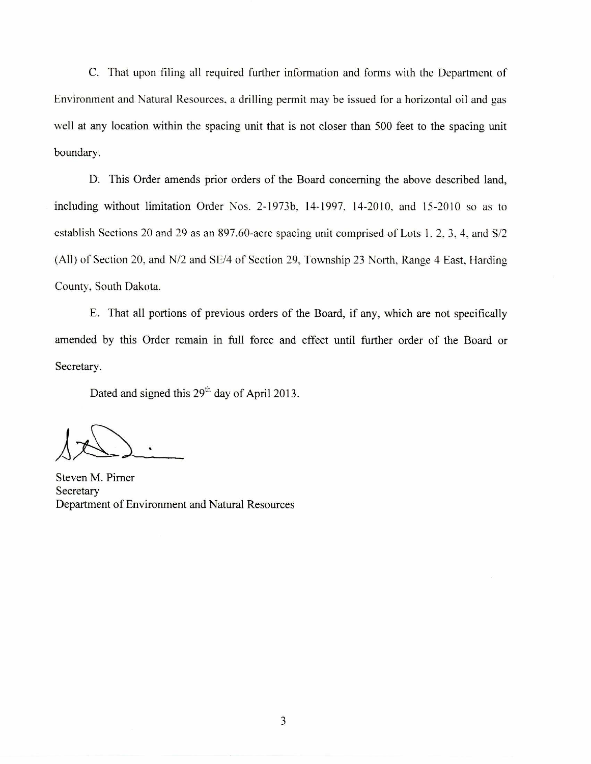C. That upon filing all required further information and forms with the Department of Environment and Natural Resources, a drilling permit may be issued for a horizontal oil and gas well at any location within the spacing unit that is not closer than 500 feet to the spacing unit boundary.

D. This Order amends prior orders of the Board concerning the above described land, including without limitation Order Nos. 2-1973b, 14-1997, 14-2010, and 15-2010 so as to establish Sections 20 and 29 as an 897.60-acre spacing unit comprised of Lots 1, 2, 3, 4, and S/2 (All) of Section 20, and N/2 and SE/4 of Section 29, Township 23 North, Range 4 East, Harding County, South Dakota.

E. That all portions of previous orders of the Board, if any, which are not specifically amended by this Order remain in full force and effect until further order of the Board or Secretary.

Dated and signed this 29th day of April 2013.

Steven M. Pirner
Secretary
Department of Environment and Natural Resources